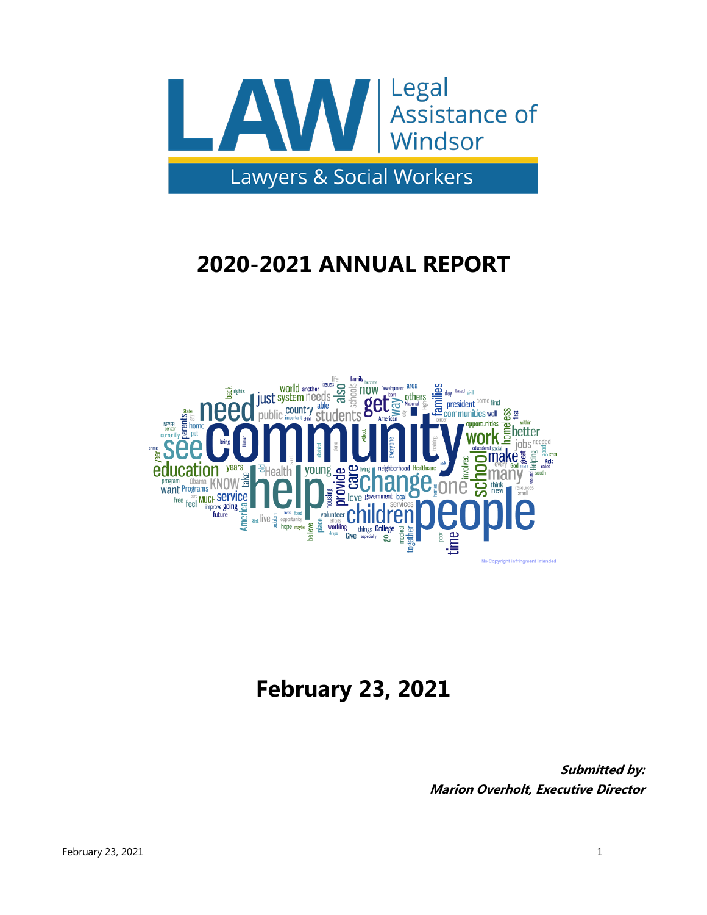Legal Assistance of Windsor

Lawyers & Social Workers

# 2020-2021 ANNUAL REPORT

## February 23, 2021

***Submitted by:***
***Marion Overholt, Executive Director***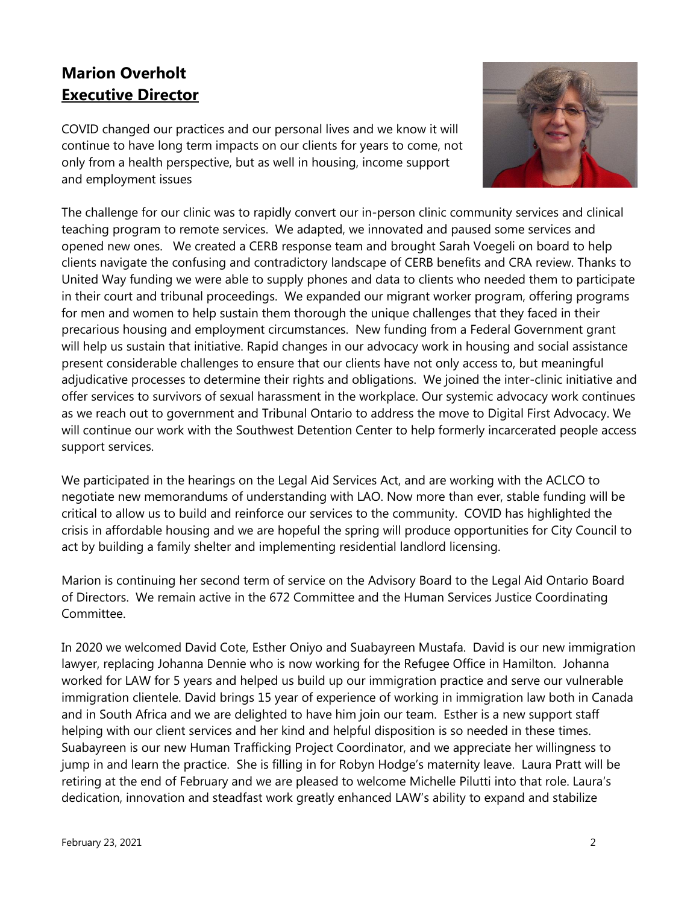## **Marion Overholt**
## **Executive Director**

COVID changed our practices and our personal lives and we know it will continue to have long term impacts on our clients for years to come, not only from a health perspective, but as well in housing, income support and employment issues

The challenge for our clinic was to rapidly convert our in-person clinic community services and clinical teaching program to remote services. We adapted, we innovated and paused some services and opened new ones. We created a CERB response team and brought Sarah Voegeli on board to help clients navigate the confusing and contradictory landscape of CERB benefits and CRA review. Thanks to United Way funding we were able to supply phones and data to clients who needed them to participate in their court and tribunal proceedings. We expanded our migrant worker program, offering programs for men and women to help sustain them thorough the unique challenges that they faced in their precarious housing and employment circumstances. New funding from a Federal Government grant will help us sustain that initiative. Rapid changes in our advocacy work in housing and social assistance present considerable challenges to ensure that our clients have not only access to, but meaningful adjudicative processes to determine their rights and obligations. We joined the inter-clinic initiative and offer services to survivors of sexual harassment in the workplace. Our systemic advocacy work continues as we reach out to government and Tribunal Ontario to address the move to Digital First Advocacy. We will continue our work with the Southwest Detention Center to help formerly incarcerated people access support services.

We participated in the hearings on the Legal Aid Services Act, and are working with the ACLCO to negotiate new memorandums of understanding with LAO. Now more than ever, stable funding will be critical to allow us to build and reinforce our services to the community. COVID has highlighted the crisis in affordable housing and we are hopeful the spring will produce opportunities for City Council to act by building a family shelter and implementing residential landlord licensing.

Marion is continuing her second term of service on the Advisory Board to the Legal Aid Ontario Board of Directors. We remain active in the 672 Committee and the Human Services Justice Coordinating Committee.

In 2020 we welcomed David Cote, Esther Oniyo and Suabayreen Mustafa. David is our new immigration lawyer, replacing Johanna Dennie who is now working for the Refugee Office in Hamilton. Johanna worked for LAW for 5 years and helped us build up our immigration practice and serve our vulnerable immigration clientele. David brings 15 year of experience of working in immigration law both in Canada and in South Africa and we are delighted to have him join our team. Esther is a new support staff helping with our client services and her kind and helpful disposition is so needed in these times. Suabayreen is our new Human Trafficking Project Coordinator, and we appreciate her willingness to jump in and learn the practice. She is filling in for Robyn Hodge's maternity leave. Laura Pratt will be retiring at the end of February and we are pleased to welcome Michelle Pilutti into that role. Laura's dedication, innovation and steadfast work greatly enhanced LAW's ability to expand and stabilize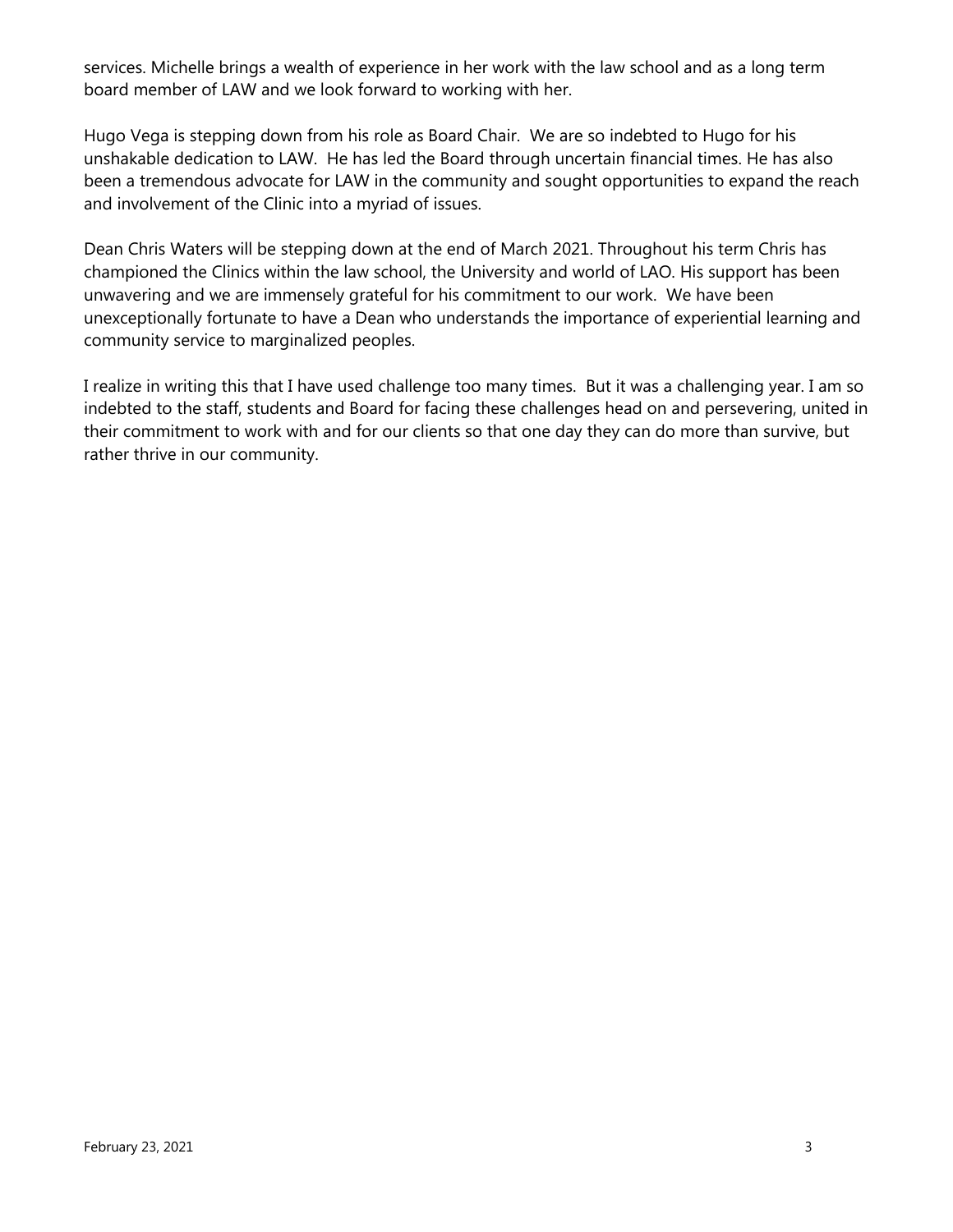services. Michelle brings a wealth of experience in her work with the law school and as a long term board member of LAW and we look forward to working with her.

Hugo Vega is stepping down from his role as Board Chair. We are so indebted to Hugo for his unshakable dedication to LAW. He has led the Board through uncertain financial times. He has also been a tremendous advocate for LAW in the community and sought opportunities to expand the reach and involvement of the Clinic into a myriad of issues.

Dean Chris Waters will be stepping down at the end of March 2021. Throughout his term Chris has championed the Clinics within the law school, the University and world of LAO. His support has been unwavering and we are immensely grateful for his commitment to our work. We have been unexceptionally fortunate to have a Dean who understands the importance of experiential learning and community service to marginalized peoples.

I realize in writing this that I have used challenge too many times. But it was a challenging year. I am so indebted to the staff, students and Board for facing these challenges head on and persevering, united in their commitment to work with and for our clients so that one day they can do more than survive, but rather thrive in our community.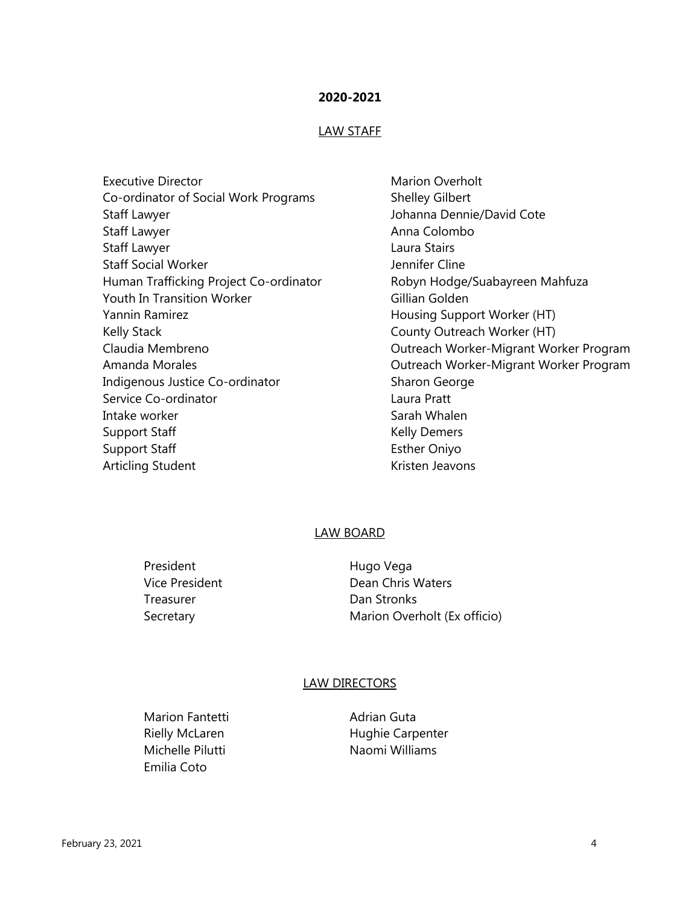## 2020-2021

### LAW STAFF

| | |
|---|---|
| Executive Director | Marion Overholt |
| Co-ordinator of Social Work Programs | Shelley Gilbert |
| Staff Lawyer | Johanna Dennie/David Cote |
| Staff Lawyer | Anna Colombo |
| Staff Lawyer | Laura Stairs |
| Staff Social Worker | Jennifer Cline |
| Human Trafficking Project Co-ordinator | Robyn Hodge/Suabayreen Mahfuza |
| Youth In Transition Worker | Gillian Golden |
| Yannin Ramirez | Housing Support Worker (HT) |
| Kelly Stack | County Outreach Worker (HT) |
| Claudia Membreno | Outreach Worker-Migrant Worker Program |
| Amanda Morales | Outreach Worker-Migrant Worker Program |
| Indigenous Justice Co-ordinator | Sharon George |
| Service Co-ordinator | Laura Pratt |
| Intake worker | Sarah Whalen |
| Support Staff | Kelly Demers |
| Support Staff | Esther Oniyo |
| Articling Student | Kristen Jeavons |

### LAW BOARD

| | |
|---|---|
| President | Hugo Vega |
| Vice President | Dean Chris Waters |
| Treasurer | Dan Stronks |
| Secretary | Marion Overholt (Ex officio) |

### LAW DIRECTORS

| | |
|---|---|
| Marion Fantetti | Adrian Guta |
| Rielly McLaren | Hughie Carpenter |
| Michelle Pilutti | Naomi Williams |
| Emilia Coto | |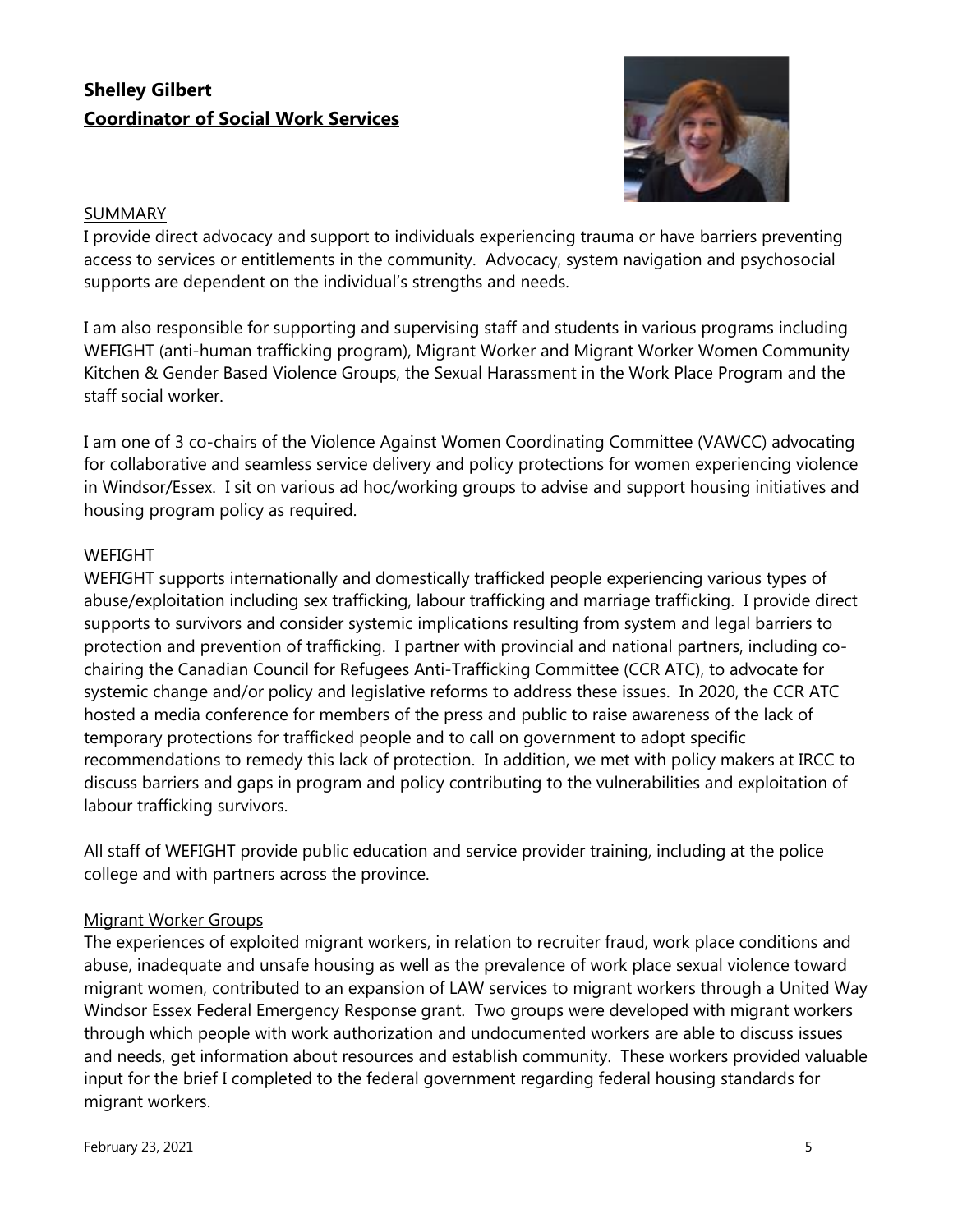**Shelley Gilbert**
**Coordinator of Social Work Services**

SUMMARY

I provide direct advocacy and support to individuals experiencing trauma or have barriers preventing access to services or entitlements in the community. Advocacy, system navigation and psychosocial supports are dependent on the individual's strengths and needs.

I am also responsible for supporting and supervising staff and students in various programs including WEFIGHT (anti-human trafficking program), Migrant Worker and Migrant Worker Women Community Kitchen & Gender Based Violence Groups, the Sexual Harassment in the Work Place Program and the staff social worker.

I am one of 3 co-chairs of the Violence Against Women Coordinating Committee (VAWCC) advocating for collaborative and seamless service delivery and policy protections for women experiencing violence in Windsor/Essex. I sit on various ad hoc/working groups to advise and support housing initiatives and housing program policy as required.

WEFIGHT

WEFIGHT supports internationally and domestically trafficked people experiencing various types of abuse/exploitation including sex trafficking, labour trafficking and marriage trafficking. I provide direct supports to survivors and consider systemic implications resulting from system and legal barriers to protection and prevention of trafficking. I partner with provincial and national partners, including co-chairing the Canadian Council for Refugees Anti-Trafficking Committee (CCR ATC), to advocate for systemic change and/or policy and legislative reforms to address these issues. In 2020, the CCR ATC hosted a media conference for members of the press and public to raise awareness of the lack of temporary protections for trafficked people and to call on government to adopt specific recommendations to remedy this lack of protection. In addition, we met with policy makers at IRCC to discuss barriers and gaps in program and policy contributing to the vulnerabilities and exploitation of labour trafficking survivors.

All staff of WEFIGHT provide public education and service provider training, including at the police college and with partners across the province.

Migrant Worker Groups

The experiences of exploited migrant workers, in relation to recruiter fraud, work place conditions and abuse, inadequate and unsafe housing as well as the prevalence of work place sexual violence toward migrant women, contributed to an expansion of LAW services to migrant workers through a United Way Windsor Essex Federal Emergency Response grant. Two groups were developed with migrant workers through which people with work authorization and undocumented workers are able to discuss issues and needs, get information about resources and establish community. These workers provided valuable input for the brief I completed to the federal government regarding federal housing standards for migrant workers.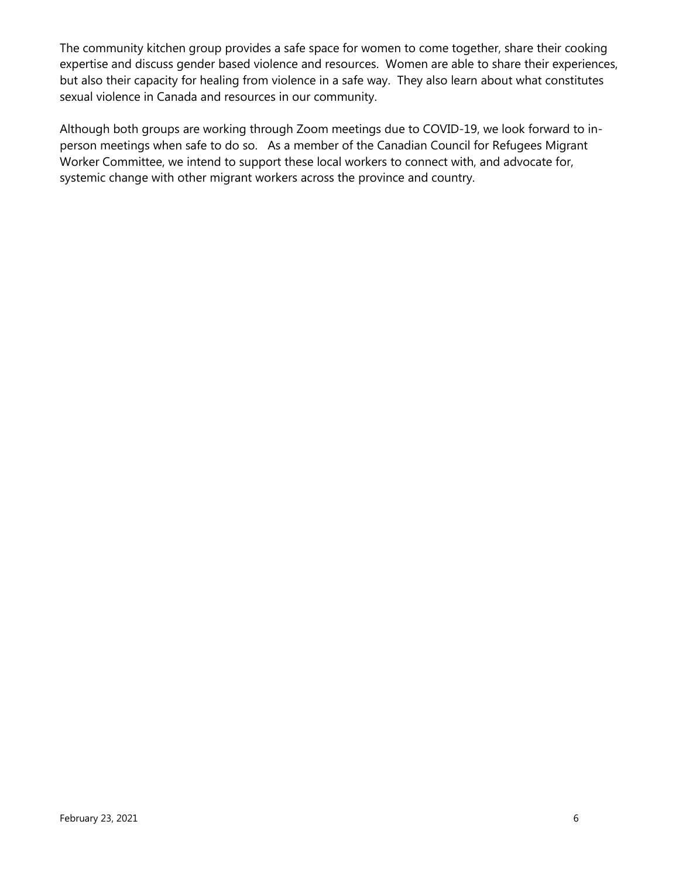The community kitchen group provides a safe space for women to come together, share their cooking expertise and discuss gender based violence and resources. Women are able to share their experiences, but also their capacity for healing from violence in a safe way. They also learn about what constitutes sexual violence in Canada and resources in our community.

Although both groups are working through Zoom meetings due to COVID-19, we look forward to in-person meetings when safe to do so. As a member of the Canadian Council for Refugees Migrant Worker Committee, we intend to support these local workers to connect with, and advocate for, systemic change with other migrant workers across the province and country.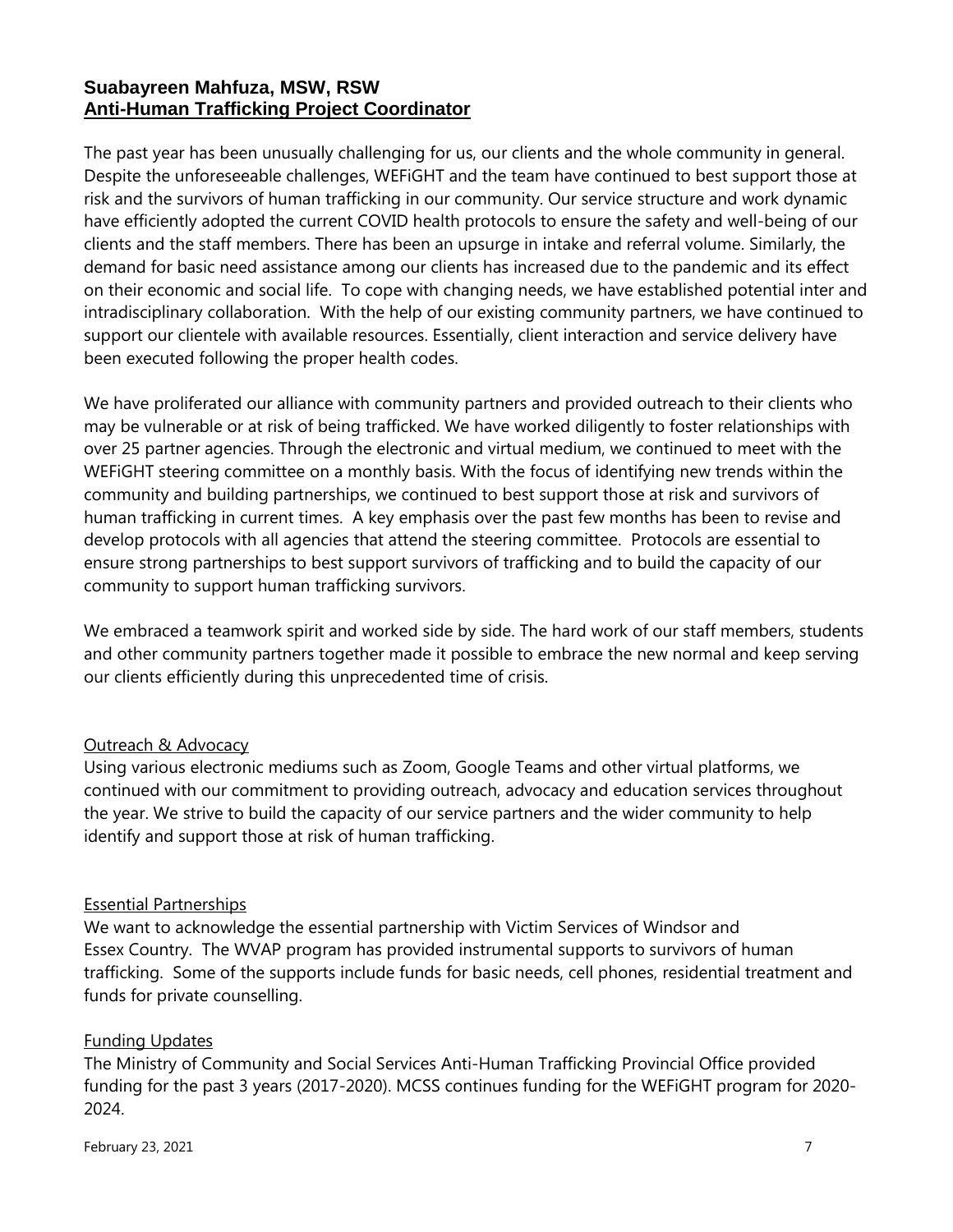**Suabayreen Mahfuza, MSW, RSW**
**Anti-Human Trafficking Project Coordinator**

The past year has been unusually challenging for us, our clients and the whole community in general. Despite the unforeseeable challenges, WEFiGHT and the team have continued to best support those at risk and the survivors of human trafficking in our community. Our service structure and work dynamic have efficiently adopted the current COVID health protocols to ensure the safety and well-being of our clients and the staff members. There has been an upsurge in intake and referral volume. Similarly, the demand for basic need assistance among our clients has increased due to the pandemic and its effect on their economic and social life. To cope with changing needs, we have established potential inter and intradisciplinary collaboration. With the help of our existing community partners, we have continued to support our clientele with available resources. Essentially, client interaction and service delivery have been executed following the proper health codes.

We have proliferated our alliance with community partners and provided outreach to their clients who may be vulnerable or at risk of being trafficked. We have worked diligently to foster relationships with over 25 partner agencies. Through the electronic and virtual medium, we continued to meet with the WEFiGHT steering committee on a monthly basis. With the focus of identifying new trends within the community and building partnerships, we continued to best support those at risk and survivors of human trafficking in current times. A key emphasis over the past few months has been to revise and develop protocols with all agencies that attend the steering committee. Protocols are essential to ensure strong partnerships to best support survivors of trafficking and to build the capacity of our community to support human trafficking survivors.

We embraced a teamwork spirit and worked side by side. The hard work of our staff members, students and other community partners together made it possible to embrace the new normal and keep serving our clients efficiently during this unprecedented time of crisis.

Outreach & Advocacy

Using various electronic mediums such as Zoom, Google Teams and other virtual platforms, we continued with our commitment to providing outreach, advocacy and education services throughout the year. We strive to build the capacity of our service partners and the wider community to help identify and support those at risk of human trafficking.

Essential Partnerships

We want to acknowledge the essential partnership with Victim Services of Windsor and Essex Country. The WVAP program has provided instrumental supports to survivors of human trafficking. Some of the supports include funds for basic needs, cell phones, residential treatment and funds for private counselling.

Funding Updates

The Ministry of Community and Social Services Anti-Human Trafficking Provincial Office provided funding for the past 3 years (2017-2020). MCSS continues funding for the WEFiGHT program for 2020-2024.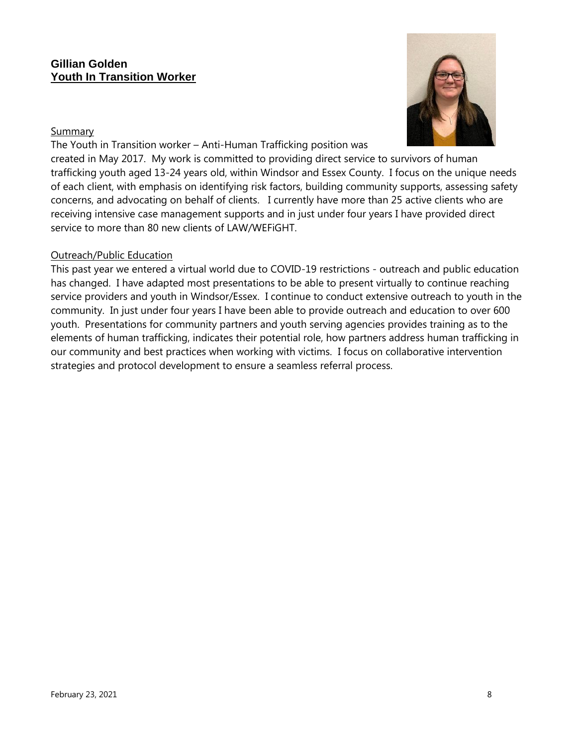**Gillian Golden**
**Youth In Transition Worker**

Summary

The Youth in Transition worker – Anti-Human Trafficking position was created in May 2017. My work is committed to providing direct service to survivors of human trafficking youth aged 13-24 years old, within Windsor and Essex County. I focus on the unique needs of each client, with emphasis on identifying risk factors, building community supports, assessing safety concerns, and advocating on behalf of clients. I currently have more than 25 active clients who are receiving intensive case management supports and in just under four years I have provided direct service to more than 80 new clients of LAW/WEFiGHT.

Outreach/Public Education

This past year we entered a virtual world due to COVID-19 restrictions - outreach and public education has changed. I have adapted most presentations to be able to present virtually to continue reaching service providers and youth in Windsor/Essex. I continue to conduct extensive outreach to youth in the community. In just under four years I have been able to provide outreach and education to over 600 youth. Presentations for community partners and youth serving agencies provides training as to the elements of human trafficking, indicates their potential role, how partners address human trafficking in our community and best practices when working with victims. I focus on collaborative intervention strategies and protocol development to ensure a seamless referral process.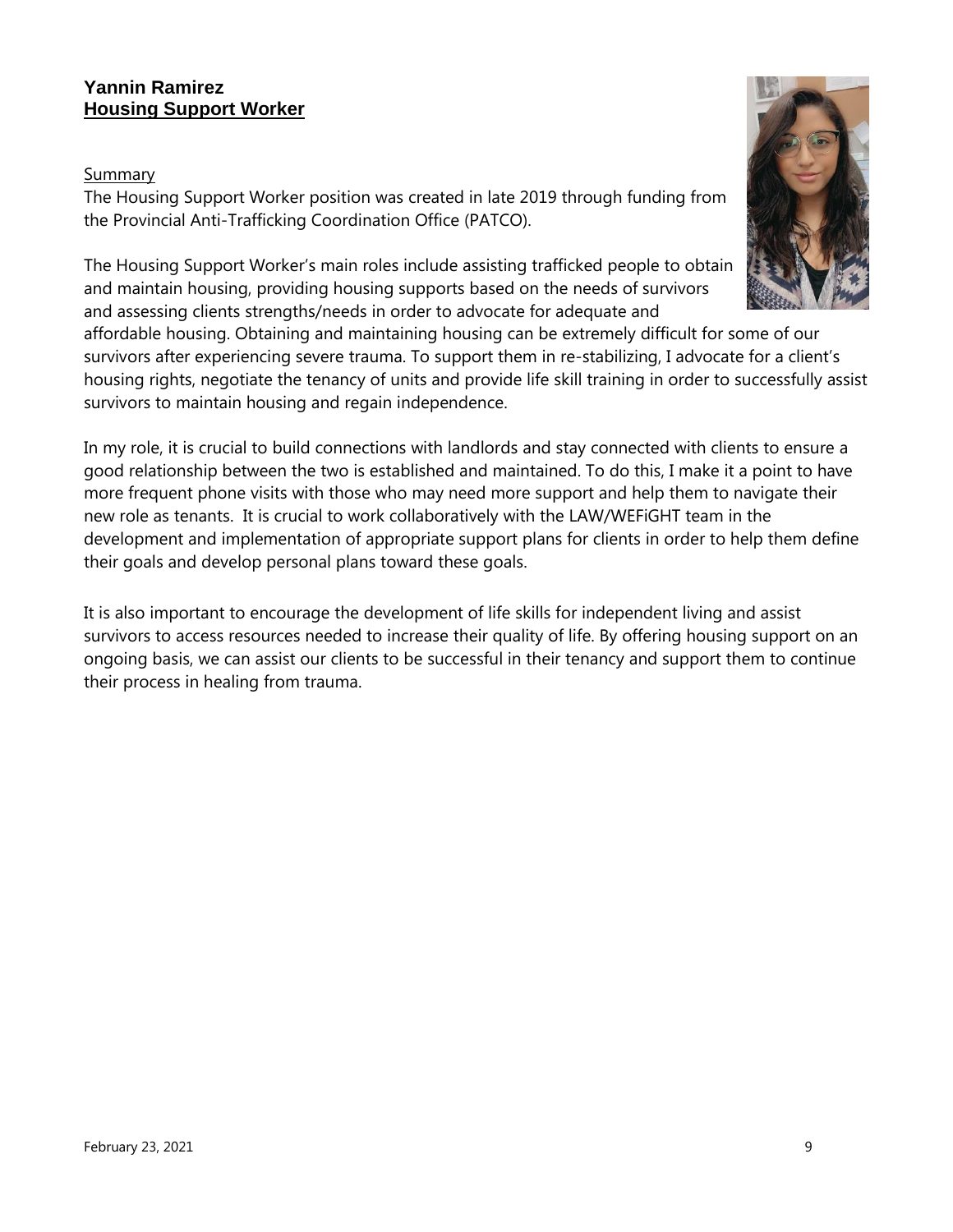**Yannin Ramirez**
**Housing Support Worker**

Summary

The Housing Support Worker position was created in late 2019 through funding from the Provincial Anti-Trafficking Coordination Office (PATCO).

The Housing Support Worker's main roles include assisting trafficked people to obtain and maintain housing, providing housing supports based on the needs of survivors and assessing clients strengths/needs in order to advocate for adequate and affordable housing. Obtaining and maintaining housing can be extremely difficult for some of our survivors after experiencing severe trauma. To support them in re-stabilizing, I advocate for a client's housing rights, negotiate the tenancy of units and provide life skill training in order to successfully assist survivors to maintain housing and regain independence.

In my role, it is crucial to build connections with landlords and stay connected with clients to ensure a good relationship between the two is established and maintained. To do this, I make it a point to have more frequent phone visits with those who may need more support and help them to navigate their new role as tenants. It is crucial to work collaboratively with the LAW/WEFiGHT team in the development and implementation of appropriate support plans for clients in order to help them define their goals and develop personal plans toward these goals.

It is also important to encourage the development of life skills for independent living and assist survivors to access resources needed to increase their quality of life. By offering housing support on an ongoing basis, we can assist our clients to be successful in their tenancy and support them to continue their process in healing from trauma.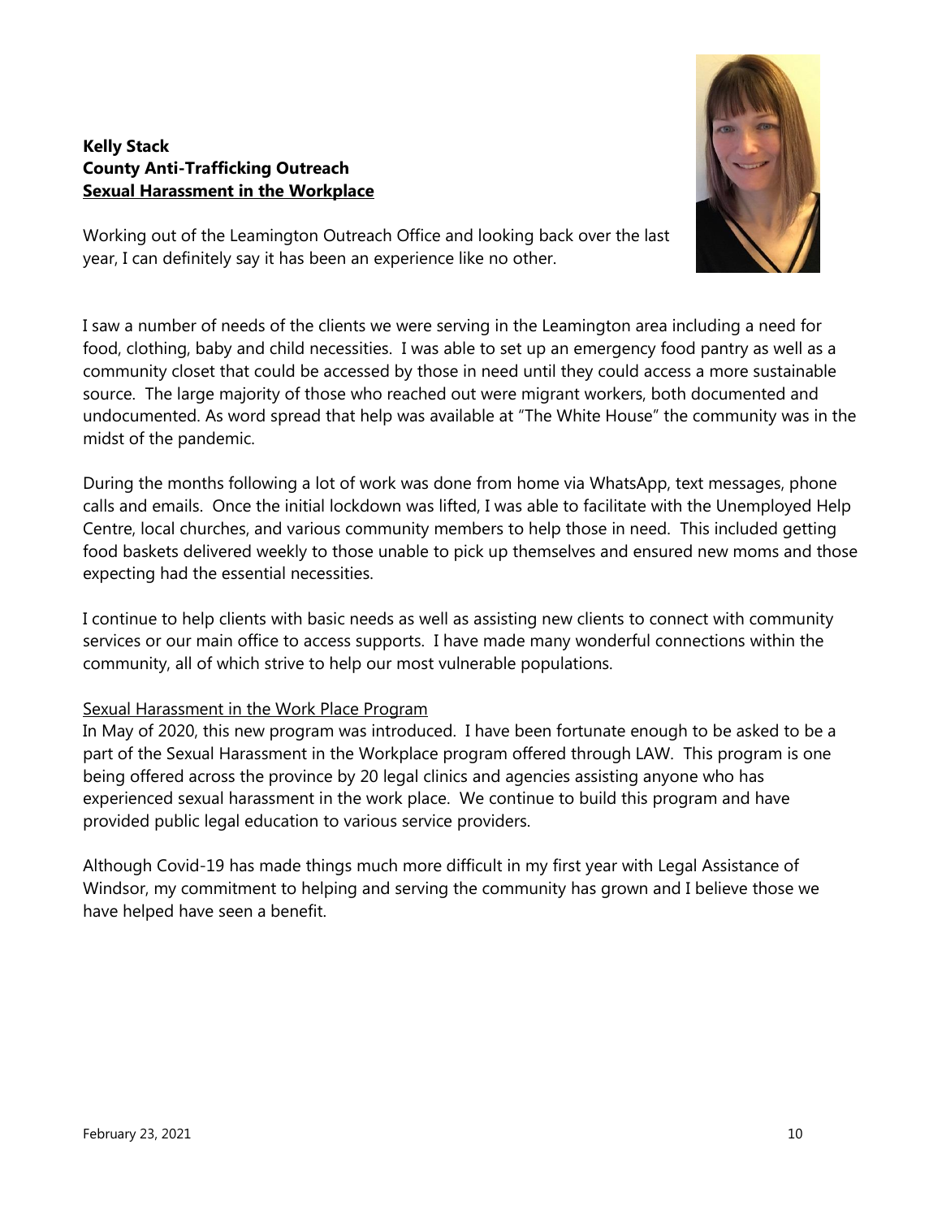**Kelly Stack**
**County Anti-Trafficking Outreach**
**<u>Sexual Harassment in the Workplace</u>**

Working out of the Leamington Outreach Office and looking back over the last year, I can definitely say it has been an experience like no other.

I saw a number of needs of the clients we were serving in the Leamington area including a need for food, clothing, baby and child necessities. I was able to set up an emergency food pantry as well as a community closet that could be accessed by those in need until they could access a more sustainable source. The large majority of those who reached out were migrant workers, both documented and undocumented. As word spread that help was available at "The White House" the community was in the midst of the pandemic.

During the months following a lot of work was done from home via WhatsApp, text messages, phone calls and emails. Once the initial lockdown was lifted, I was able to facilitate with the Unemployed Help Centre, local churches, and various community members to help those in need. This included getting food baskets delivered weekly to those unable to pick up themselves and ensured new moms and those expecting had the essential necessities.

I continue to help clients with basic needs as well as assisting new clients to connect with community services or our main office to access supports. I have made many wonderful connections within the community, all of which strive to help our most vulnerable populations.

<u>Sexual Harassment in the Work Place Program</u>

In May of 2020, this new program was introduced. I have been fortunate enough to be asked to be a part of the Sexual Harassment in the Workplace program offered through LAW. This program is one being offered across the province by 20 legal clinics and agencies assisting anyone who has experienced sexual harassment in the work place. We continue to build this program and have provided public legal education to various service providers.

Although Covid-19 has made things much more difficult in my first year with Legal Assistance of Windsor, my commitment to helping and serving the community has grown and I believe those we have helped have seen a benefit.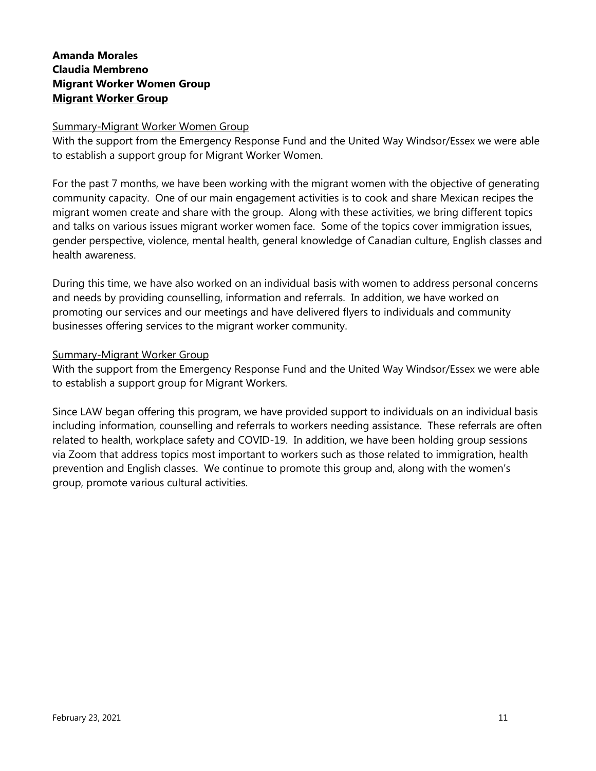**Amanda Morales**
**Claudia Membreno**
**Migrant Worker Women Group**
**<u>Migrant Worker Group</u>**

<u>Summary-Migrant Worker Women Group</u>

With the support from the Emergency Response Fund and the United Way Windsor/Essex we were able to establish a support group for Migrant Worker Women.

For the past 7 months, we have been working with the migrant women with the objective of generating community capacity. One of our main engagement activities is to cook and share Mexican recipes the migrant women create and share with the group. Along with these activities, we bring different topics and talks on various issues migrant worker women face. Some of the topics cover immigration issues, gender perspective, violence, mental health, general knowledge of Canadian culture, English classes and health awareness.

During this time, we have also worked on an individual basis with women to address personal concerns and needs by providing counselling, information and referrals. In addition, we have worked on promoting our services and our meetings and have delivered flyers to individuals and community businesses offering services to the migrant worker community.

<u>Summary-Migrant Worker Group</u>

With the support from the Emergency Response Fund and the United Way Windsor/Essex we were able to establish a support group for Migrant Workers.

Since LAW began offering this program, we have provided support to individuals on an individual basis including information, counselling and referrals to workers needing assistance. These referrals are often related to health, workplace safety and COVID-19. In addition, we have been holding group sessions via Zoom that address topics most important to workers such as those related to immigration, health prevention and English classes. We continue to promote this group and, along with the women's group, promote various cultural activities.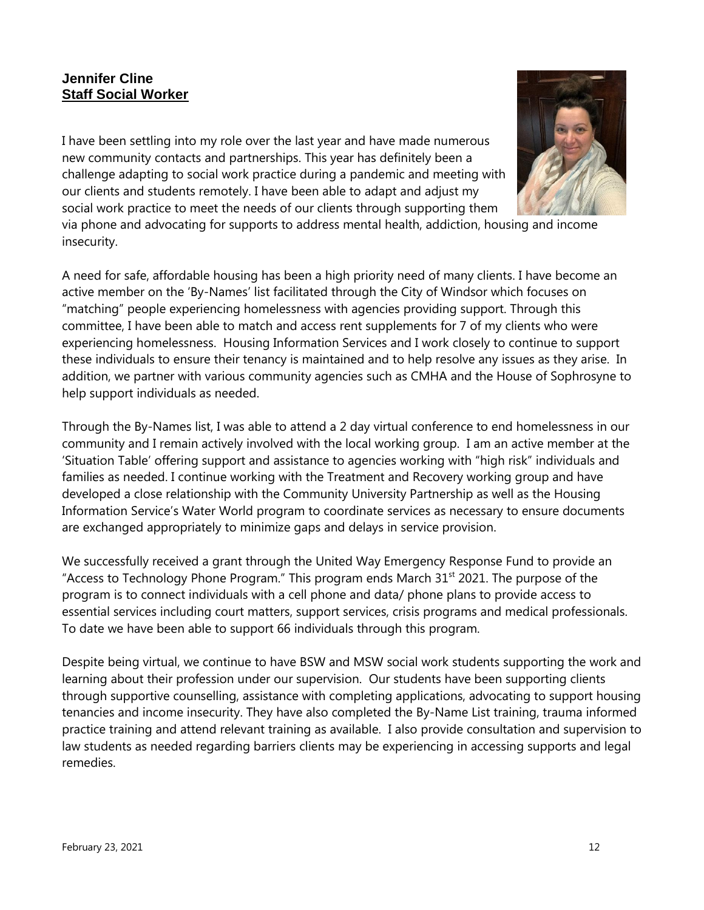**Jennifer Cline**
**Staff Social Worker**

I have been settling into my role over the last year and have made numerous new community contacts and partnerships. This year has definitely been a challenge adapting to social work practice during a pandemic and meeting with our clients and students remotely. I have been able to adapt and adjust my social work practice to meet the needs of our clients through supporting them via phone and advocating for supports to address mental health, addiction, housing and income insecurity.

A need for safe, affordable housing has been a high priority need of many clients. I have become an active member on the 'By-Names' list facilitated through the City of Windsor which focuses on "matching" people experiencing homelessness with agencies providing support. Through this committee, I have been able to match and access rent supplements for 7 of my clients who were experiencing homelessness. Housing Information Services and I work closely to continue to support these individuals to ensure their tenancy is maintained and to help resolve any issues as they arise. In addition, we partner with various community agencies such as CMHA and the House of Sophrosyne to help support individuals as needed.

Through the By-Names list, I was able to attend a 2 day virtual conference to end homelessness in our community and I remain actively involved with the local working group. I am an active member at the 'Situation Table' offering support and assistance to agencies working with "high risk" individuals and families as needed. I continue working with the Treatment and Recovery working group and have developed a close relationship with the Community University Partnership as well as the Housing Information Service's Water World program to coordinate services as necessary to ensure documents are exchanged appropriately to minimize gaps and delays in service provision.

We successfully received a grant through the United Way Emergency Response Fund to provide an "Access to Technology Phone Program." This program ends March 31st 2021. The purpose of the program is to connect individuals with a cell phone and data/ phone plans to provide access to essential services including court matters, support services, crisis programs and medical professionals. To date we have been able to support 66 individuals through this program.

Despite being virtual, we continue to have BSW and MSW social work students supporting the work and learning about their profession under our supervision. Our students have been supporting clients through supportive counselling, assistance with completing applications, advocating to support housing tenancies and income insecurity. They have also completed the By-Name List training, trauma informed practice training and attend relevant training as available. I also provide consultation and supervision to law students as needed regarding barriers clients may be experiencing in accessing supports and legal remedies.

February 23, 2021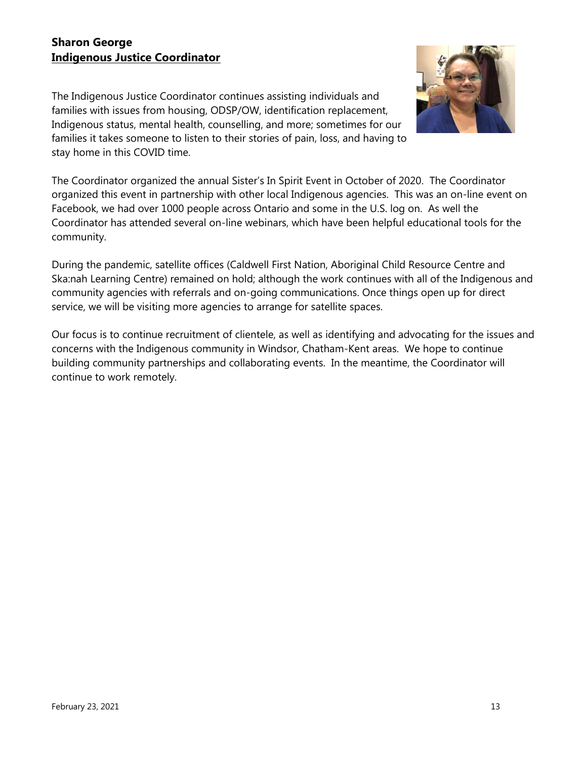**Sharon George**
**Indigenous Justice Coordinator**

The Indigenous Justice Coordinator continues assisting individuals and families with issues from housing, ODSP/OW, identification replacement, Indigenous status, mental health, counselling, and more; sometimes for our families it takes someone to listen to their stories of pain, loss, and having to stay home in this COVID time.

The Coordinator organized the annual Sister's In Spirit Event in October of 2020. The Coordinator organized this event in partnership with other local Indigenous agencies. This was an on-line event on Facebook, we had over 1000 people across Ontario and some in the U.S. log on. As well the Coordinator has attended several on-line webinars, which have been helpful educational tools for the community.

During the pandemic, satellite offices (Caldwell First Nation, Aboriginal Child Resource Centre and Ska:nah Learning Centre) remained on hold; although the work continues with all of the Indigenous and community agencies with referrals and on-going communications. Once things open up for direct service, we will be visiting more agencies to arrange for satellite spaces.

Our focus is to continue recruitment of clientele, as well as identifying and advocating for the issues and concerns with the Indigenous community in Windsor, Chatham-Kent areas. We hope to continue building community partnerships and collaborating events. In the meantime, the Coordinator will continue to work remotely.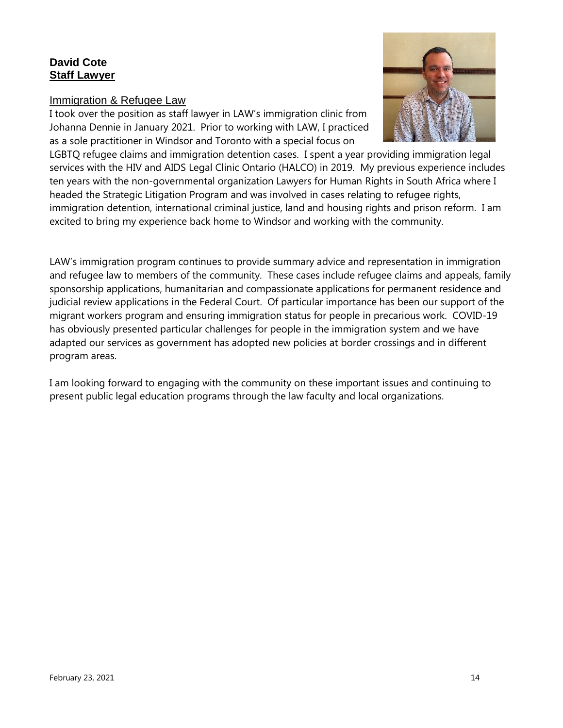**David Cote**
**Staff Lawyer**

Immigration & Refugee Law

I took over the position as staff lawyer in LAW's immigration clinic from Johanna Dennie in January 2021. Prior to working with LAW, I practiced as a sole practitioner in Windsor and Toronto with a special focus on LGBTQ refugee claims and immigration detention cases. I spent a year providing immigration legal services with the HIV and AIDS Legal Clinic Ontario (HALCO) in 2019. My previous experience includes ten years with the non-governmental organization Lawyers for Human Rights in South Africa where I headed the Strategic Litigation Program and was involved in cases relating to refugee rights, immigration detention, international criminal justice, land and housing rights and prison reform. I am excited to bring my experience back home to Windsor and working with the community.

LAW's immigration program continues to provide summary advice and representation in immigration and refugee law to members of the community. These cases include refugee claims and appeals, family sponsorship applications, humanitarian and compassionate applications for permanent residence and judicial review applications in the Federal Court. Of particular importance has been our support of the migrant workers program and ensuring immigration status for people in precarious work. COVID-19 has obviously presented particular challenges for people in the immigration system and we have adapted our services as government has adopted new policies at border crossings and in different program areas.

I am looking forward to engaging with the community on these important issues and continuing to present public legal education programs through the law faculty and local organizations.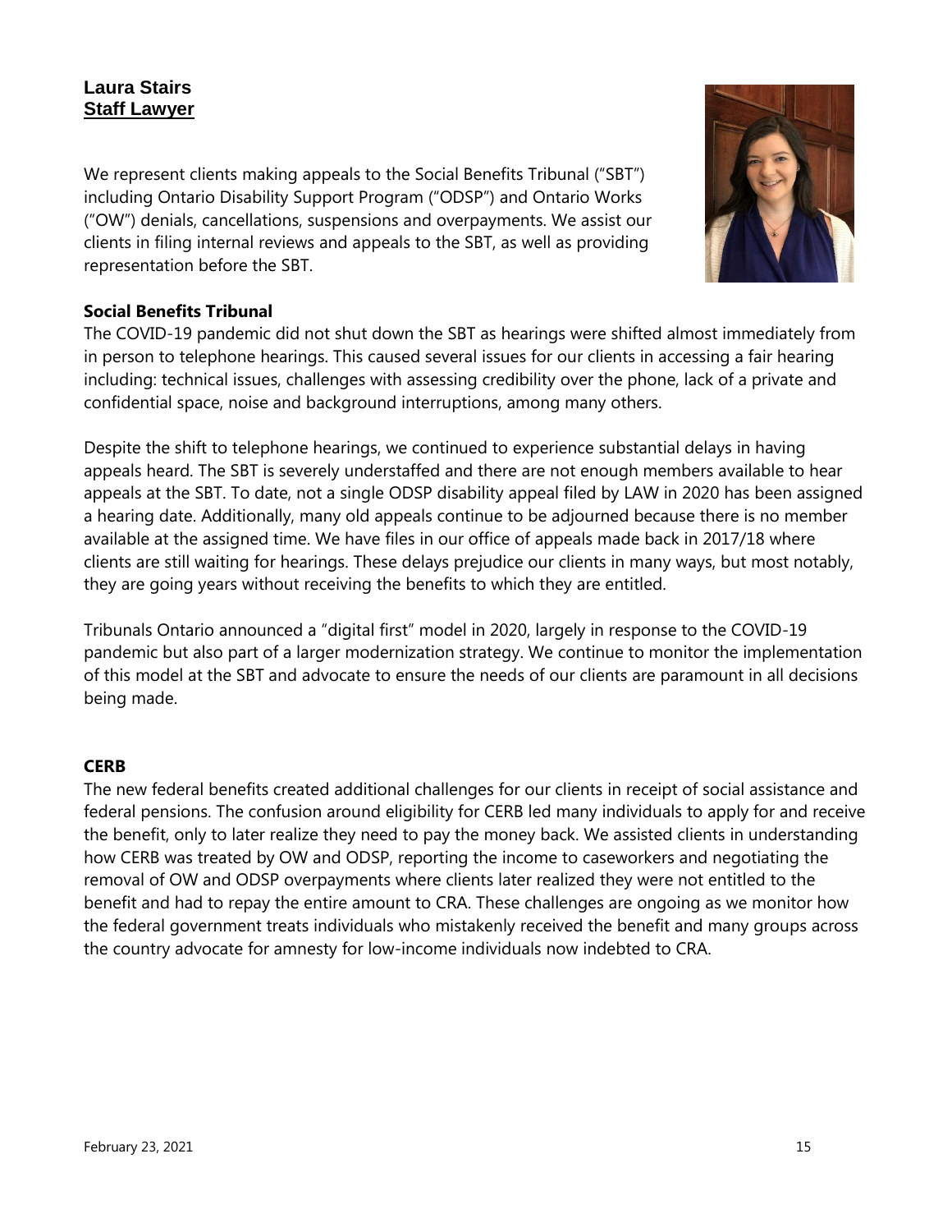**Laura Stairs**
**Staff Lawyer**

We represent clients making appeals to the Social Benefits Tribunal ("SBT") including Ontario Disability Support Program ("ODSP") and Ontario Works ("OW") denials, cancellations, suspensions and overpayments. We assist our clients in filing internal reviews and appeals to the SBT, as well as providing representation before the SBT.

**Social Benefits Tribunal**

The COVID-19 pandemic did not shut down the SBT as hearings were shifted almost immediately from in person to telephone hearings. This caused several issues for our clients in accessing a fair hearing including: technical issues, challenges with assessing credibility over the phone, lack of a private and confidential space, noise and background interruptions, among many others.

Despite the shift to telephone hearings, we continued to experience substantial delays in having appeals heard. The SBT is severely understaffed and there are not enough members available to hear appeals at the SBT. To date, not a single ODSP disability appeal filed by LAW in 2020 has been assigned a hearing date. Additionally, many old appeals continue to be adjourned because there is no member available at the assigned time. We have files in our office of appeals made back in 2017/18 where clients are still waiting for hearings. These delays prejudice our clients in many ways, but most notably, they are going years without receiving the benefits to which they are entitled.

Tribunals Ontario announced a "digital first" model in 2020, largely in response to the COVID-19 pandemic but also part of a larger modernization strategy. We continue to monitor the implementation of this model at the SBT and advocate to ensure the needs of our clients are paramount in all decisions being made.

**CERB**

The new federal benefits created additional challenges for our clients in receipt of social assistance and federal pensions. The confusion around eligibility for CERB led many individuals to apply for and receive the benefit, only to later realize they need to pay the money back. We assisted clients in understanding how CERB was treated by OW and ODSP, reporting the income to caseworkers and negotiating the removal of OW and ODSP overpayments where clients later realized they were not entitled to the benefit and had to repay the entire amount to CRA. These challenges are ongoing as we monitor how the federal government treats individuals who mistakenly received the benefit and many groups across the country advocate for amnesty for low-income individuals now indebted to CRA.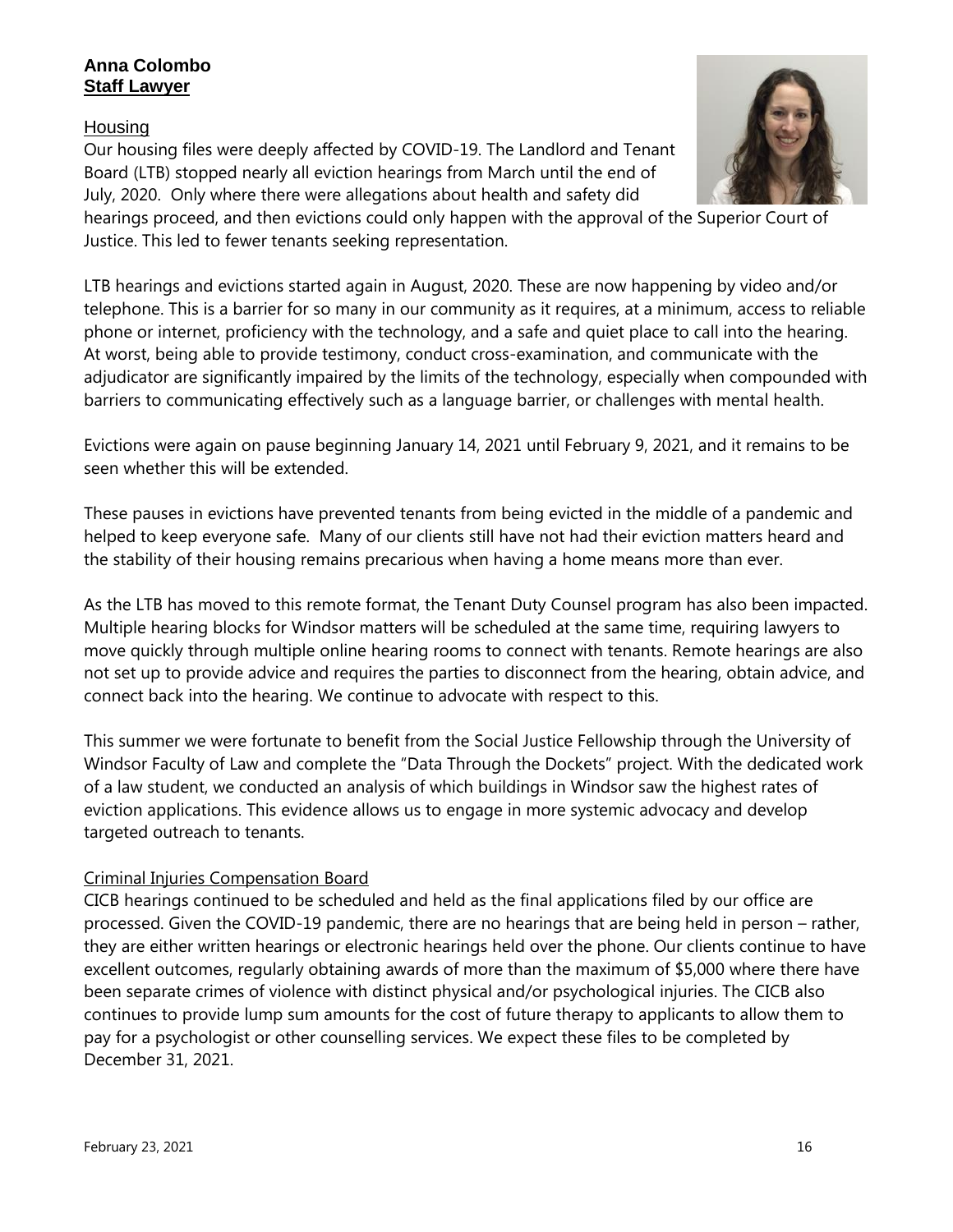**Anna Colombo**
**Staff Lawyer**

## Housing

Our housing files were deeply affected by COVID-19. The Landlord and Tenant Board (LTB) stopped nearly all eviction hearings from March until the end of July, 2020. Only where there were allegations about health and safety did hearings proceed, and then evictions could only happen with the approval of the Superior Court of Justice. This led to fewer tenants seeking representation.

LTB hearings and evictions started again in August, 2020. These are now happening by video and/or telephone. This is a barrier for so many in our community as it requires, at a minimum, access to reliable phone or internet, proficiency with the technology, and a safe and quiet place to call into the hearing. At worst, being able to provide testimony, conduct cross-examination, and communicate with the adjudicator are significantly impaired by the limits of the technology, especially when compounded with barriers to communicating effectively such as a language barrier, or challenges with mental health.

Evictions were again on pause beginning January 14, 2021 until February 9, 2021, and it remains to be seen whether this will be extended.

These pauses in evictions have prevented tenants from being evicted in the middle of a pandemic and helped to keep everyone safe. Many of our clients still have not had their eviction matters heard and the stability of their housing remains precarious when having a home means more than ever.

As the LTB has moved to this remote format, the Tenant Duty Counsel program has also been impacted. Multiple hearing blocks for Windsor matters will be scheduled at the same time, requiring lawyers to move quickly through multiple online hearing rooms to connect with tenants. Remote hearings are also not set up to provide advice and requires the parties to disconnect from the hearing, obtain advice, and connect back into the hearing. We continue to advocate with respect to this.

This summer we were fortunate to benefit from the Social Justice Fellowship through the University of Windsor Faculty of Law and complete the "Data Through the Dockets" project. With the dedicated work of a law student, we conducted an analysis of which buildings in Windsor saw the highest rates of eviction applications. This evidence allows us to engage in more systemic advocacy and develop targeted outreach to tenants.

## Criminal Injuries Compensation Board

CICB hearings continued to be scheduled and held as the final applications filed by our office are processed. Given the COVID-19 pandemic, there are no hearings that are being held in person – rather, they are either written hearings or electronic hearings held over the phone. Our clients continue to have excellent outcomes, regularly obtaining awards of more than the maximum of $5,000 where there have been separate crimes of violence with distinct physical and/or psychological injuries. The CICB also continues to provide lump sum amounts for the cost of future therapy to applicants to allow them to pay for a psychologist or other counselling services. We expect these files to be completed by December 31, 2021.